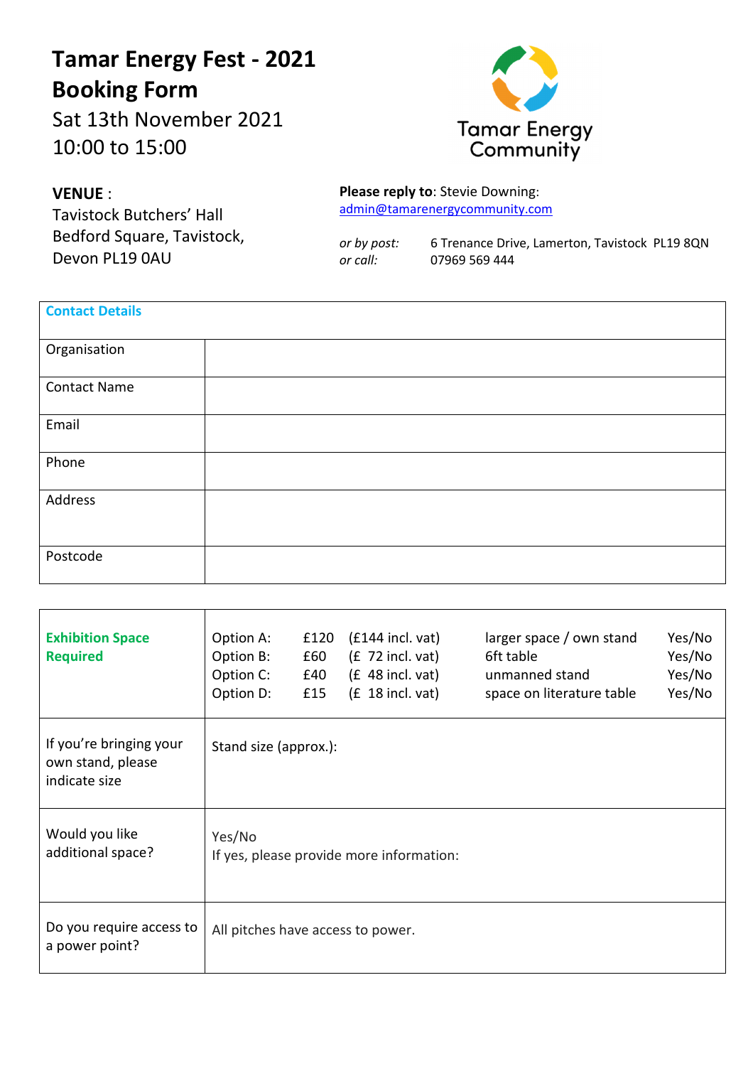# Tamar Energy Fest - 2021
# Booking Form

Sat 13th November 2021
10:00 to 15:00

Tamar Energy Community

**VENUE** :
Tavistock Butchers' Hall
Bedford Square, Tavistock,
Devon PL19 0AU

**Please reply to**: Stevie Downing:
admin@tamarenergycommunity.com

*or by post:* 6 Trenance Drive, Lamerton, Tavistock PL19 8QN
*or call:* 07969 569 444

| Contact Details | |
|---|---|
| Organisation | |
| Contact Name | |
| Email | |
| Phone | |
| Address | |
| Postcode | |

| | |
|---|---|
| **Exhibition Space Required** | Option A: £120 (£144 incl. vat) larger space / own stand Yes/No<br>Option B: £60 (£ 72 incl. vat) 6ft table Yes/No<br>Option C: £40 (£ 48 incl. vat) unmanned stand Yes/No<br>Option D: £15 (£ 18 incl. vat) space on literature table Yes/No |
| If you're bringing your own stand, please indicate size | Stand size (approx.): |
| Would you like additional space? | Yes/No<br>If yes, please provide more information: |
| Do you require access to a power point? | All pitches have access to power. |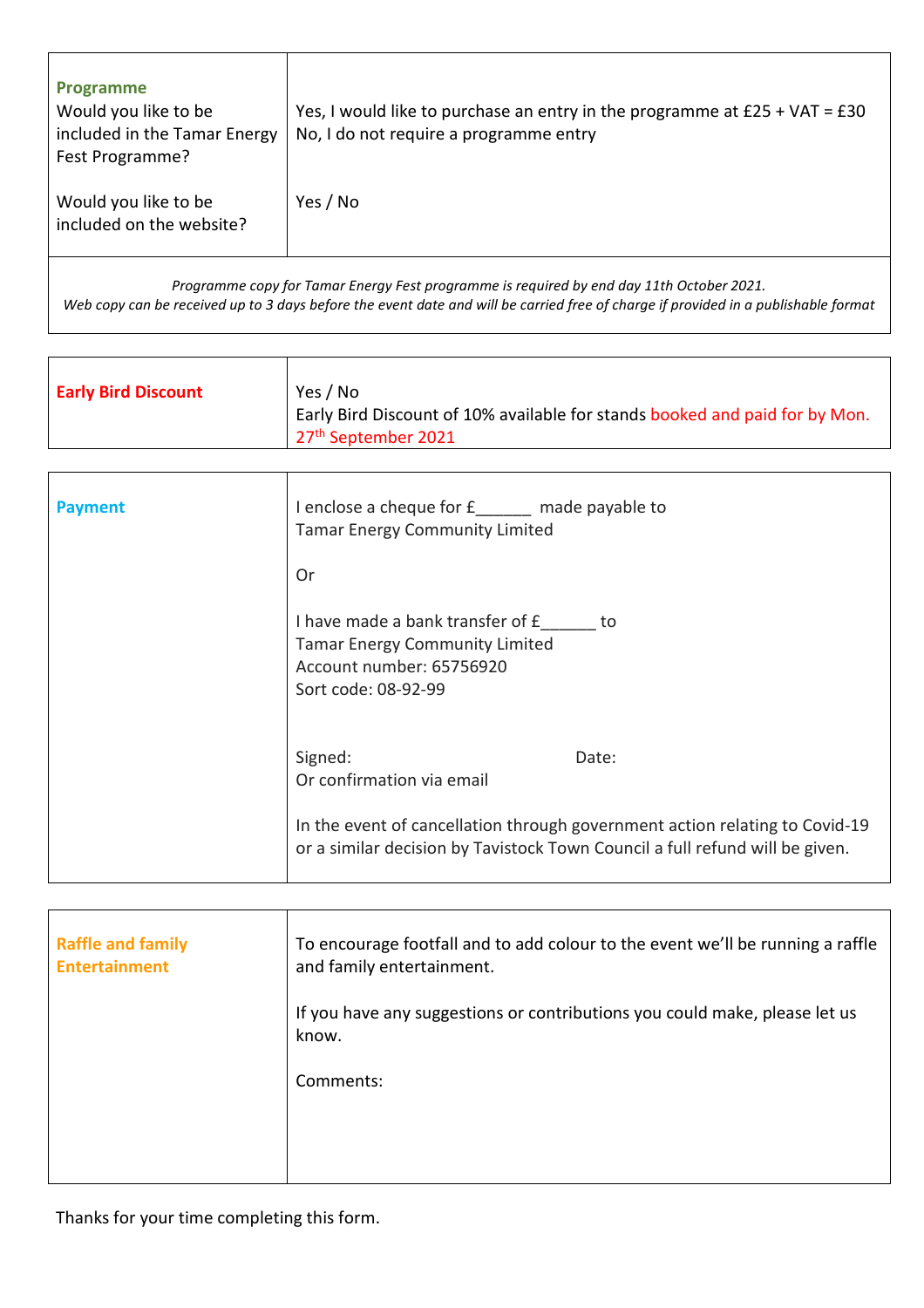| | |
|---|---|
| **Programme**<br>Would you like to be included in the Tamar Energy Fest Programme?<br><br>Would you like to be included on the website? | Yes, I would like to purchase an entry in the programme at £25 + VAT = £30<br>No, I do not require a programme entry<br><br>Yes / No |
| *Programme copy for Tamar Energy Fest programme is required by end day 11th October 2021.*<br>*Web copy can be received up to 3 days before the event date and will be carried free of charge if provided in a publishable format* | |

| | |
|---|---|
| **Early Bird Discount** | Yes / No<br>Early Bird Discount of 10% available for stands booked and paid for by Mon. 27th September 2021 |

| | |
|---|---|
| **Payment** | I enclose a cheque for £______ made payable to<br>Tamar Energy Community Limited<br><br>Or<br><br>I have made a bank transfer of £______ to<br>Tamar Energy Community Limited<br>Account number: 65756920<br>Sort code: 08-92-99<br><br>Signed: Date:<br>Or confirmation via email<br><br>In the event of cancellation through government action relating to Covid-19 or a similar decision by Tavistock Town Council a full refund will be given. |

| | |
|---|---|
| **Raffle and family Entertainment** | To encourage footfall and to add colour to the event we'll be running a raffle and family entertainment.<br><br>If you have any suggestions or contributions you could make, please let us know.<br><br>Comments: |

Thanks for your time completing this form.